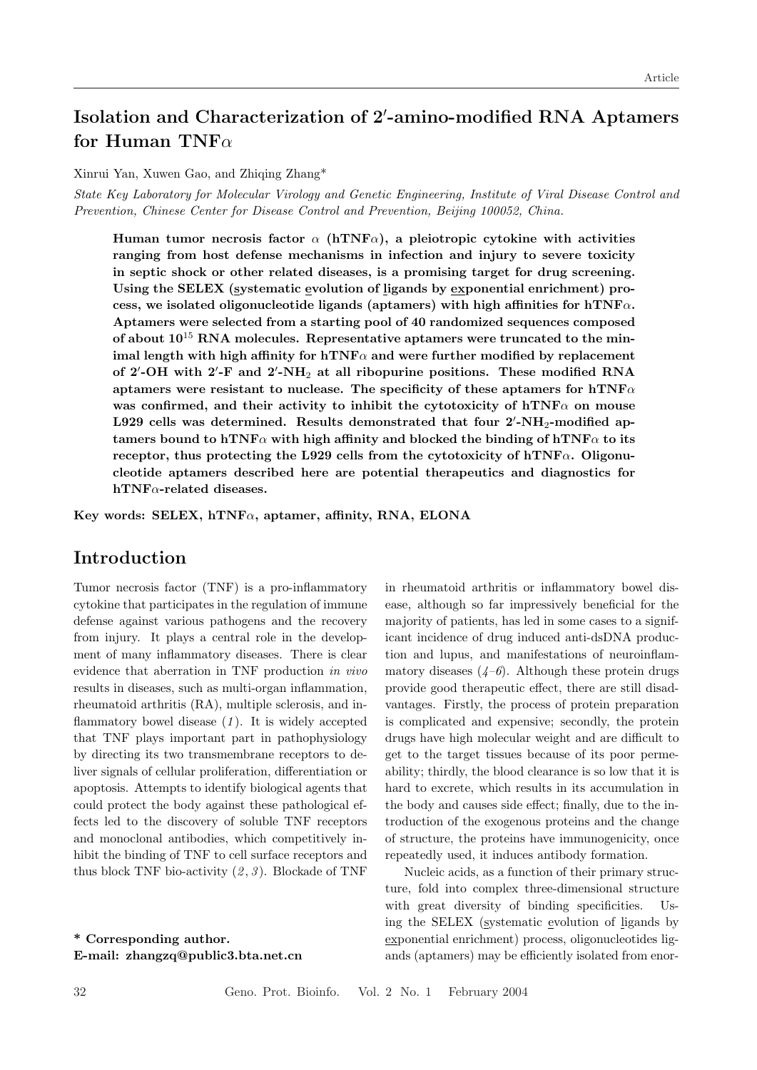Article

# Isolation and Characterization of 2′-amino-modified RNA Aptamers for Human TNF$\alpha$

Xinrui Yan, Xuwen Gao, and Zhiqing Zhang*

*State Key Laboratory for Molecular Virology and Genetic Engineering, Institute of Viral Disease Control and Prevention, Chinese Center for Disease Control and Prevention, Beijing 100052, China.*

**Human tumor necrosis factor $\alpha$ (hTNF$\alpha$), a pleiotropic cytokine with activities ranging from host defense mechanisms in infection and injury to severe toxicity in septic shock or other related diseases, is a promising target for drug screening. Using the SELEX (systematic evolution of ligands by exponential enrichment) process, we isolated oligonucleotide ligands (aptamers) with high affinities for hTNF$\alpha$. Aptamers were selected from a starting pool of 40 randomized sequences composed of about $10^{15}$ RNA molecules. Representative aptamers were truncated to the minimal length with high affinity for hTNF$\alpha$ and were further modified by replacement of 2′-OH with 2′-F and 2′-$NH_2$ at all ribopurine positions. These modified RNA aptamers were resistant to nuclease. The specificity of these aptamers for hTNF$\alpha$ was confirmed, and their activity to inhibit the cytotoxicity of hTNF$\alpha$ on mouse L929 cells was determined. Results demonstrated that four 2′-$NH_2$-modified aptamers bound to hTNF$\alpha$ with high affinity and blocked the binding of hTNF$\alpha$ to its receptor, thus protecting the L929 cells from the cytotoxicity of hTNF$\alpha$. Oligonucleotide aptamers described here are potential therapeutics and diagnostics for hTNF$\alpha$-related diseases.**

**Key words: SELEX, hTNF$\alpha$, aptamer, affinity, RNA, ELONA**

## Introduction

Tumor necrosis factor (TNF) is a pro-inflammatory cytokine that participates in the regulation of immune defense against various pathogens and the recovery from injury. It plays a central role in the development of many inflammatory diseases. There is clear evidence that aberration in TNF production *in vivo* results in diseases, such as multi-organ inflammation, rheumatoid arthritis (RA), multiple sclerosis, and inflammatory bowel disease (*1*). It is widely accepted that TNF plays important part in pathophysiology by directing its two transmembrane receptors to deliver signals of cellular proliferation, differentiation or apoptosis. Attempts to identify biological agents that could protect the body against these pathological effects led to the discovery of soluble TNF receptors and monoclonal antibodies, which competitively inhibit the binding of TNF to cell surface receptors and thus block TNF bio-activity (*2*, *3*). Blockade of TNF in rheumatoid arthritis or inflammatory bowel disease, although so far impressively beneficial for the majority of patients, has led in some cases to a significant incidence of drug induced anti-dsDNA production and lupus, and manifestations of neuroinflammatory diseases (*4–6*). Although these protein drugs provide good therapeutic effect, there are still disadvantages. Firstly, the process of protein preparation is complicated and expensive; secondly, the protein drugs have high molecular weight and are difficult to get to the target tissues because of its poor permeability; thirdly, the blood clearance is so low that it is hard to excrete, which results in its accumulation in the body and causes side effect; finally, due to the introduction of the exogenous proteins and the change of structure, the proteins have immunogenicity, once repeatedly used, it induces antibody formation.

Nucleic acids, as a function of their primary structure, fold into complex three-dimensional structure with great diversity of binding specificities. Using the SELEX (systematic evolution of ligands by exponential enrichment) process, oligonucleotides ligands (aptamers) may be efficiently isolated from enor-

**\* Corresponding author.**
**E-mail: zhangzq@public3.bta.net.cn**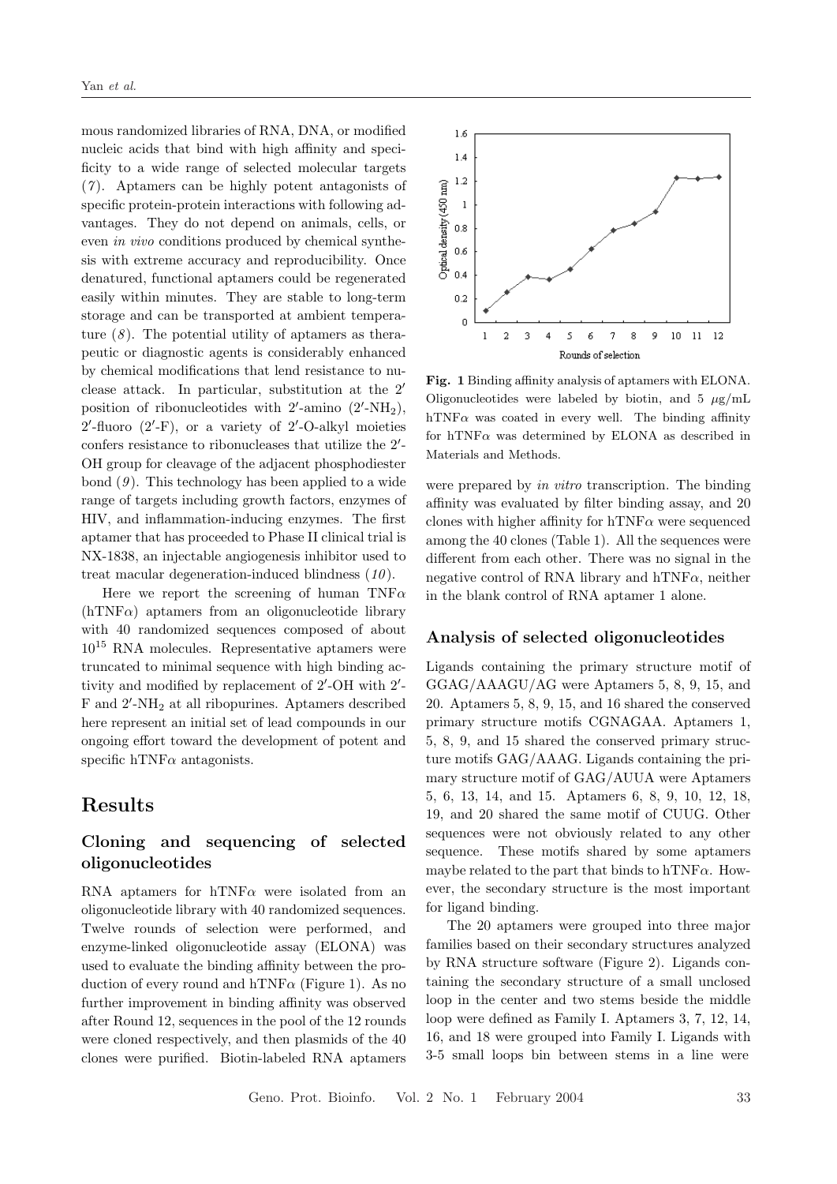mous randomized libraries of RNA, DNA, or modified nucleic acids that bind with high affinity and specificity to a wide range of selected molecular targets (*7*). Aptamers can be highly potent antagonists of specific protein-protein interactions with following advantages. They do not depend on animals, cells, or even *in vivo* conditions produced by chemical synthesis with extreme accuracy and reproducibility. Once denatured, functional aptamers could be regenerated easily within minutes. They are stable to long-term storage and can be transported at ambient temperature (*8*). The potential utility of aptamers as therapeutic or diagnostic agents is considerably enhanced by chemical modifications that lend resistance to nuclease attack. In particular, substitution at the 2′ position of ribonucleotides with 2′-amino (2′-$NH_2$), 2′-fluoro (2′-F), or a variety of 2′-O-alkyl moieties confers resistance to ribonucleases that utilize the 2′-OH group for cleavage of the adjacent phosphodiester bond (*9*). This technology has been applied to a wide range of targets including growth factors, enzymes of HIV, and inflammation-inducing enzymes. The first aptamer that has proceeded to Phase II clinical trial is NX-1838, an injectable angiogenesis inhibitor used to treat macular degeneration-induced blindness (*10*).

Here we report the screening of human TNF$\alpha$ (hTNF$\alpha$) aptamers from an oligonucleotide library with 40 randomized sequences composed of about $10^{15}$ RNA molecules. Representative aptamers were truncated to minimal sequence with high binding activity and modified by replacement of 2′-OH with 2′-F and 2′-$NH_2$ at all ribopurines. Aptamers described here represent an initial set of lead compounds in our ongoing effort toward the development of potent and specific hTNF$\alpha$ antagonists.

# Results

## Cloning and sequencing of selected oligonucleotides

RNA aptamers for hTNF$\alpha$ were isolated from an oligonucleotide library with 40 randomized sequences. Twelve rounds of selection were performed, and enzyme-linked oligonucleotide assay (ELONA) was used to evaluate the binding affinity between the production of every round and hTNF$\alpha$ (Figure 1). As no further improvement in binding affinity was observed after Round 12, sequences in the pool of the 12 rounds were cloned respectively, and then plasmids of the 40 clones were purified. Biotin-labeled RNA aptamers were prepared by *in vitro* transcription. The binding affinity was evaluated by filter binding assay, and 20 clones with higher affinity for hTNF$\alpha$ were sequenced among the 40 clones (Table 1). All the sequences were different from each other. There was no signal in the negative control of RNA library and hTNF$\alpha$, neither in the blank control of RNA aptamer 1 alone.

**Fig. 1** Binding affinity analysis of aptamers with ELONA. Oligonucleotides were labeled by biotin, and 5 $\mu$g/mL hTNF$\alpha$ was coated in every well. The binding affinity for hTNF$\alpha$ was determined by ELONA as described in Materials and Methods.

## Analysis of selected oligonucleotides

Ligands containing the primary structure motif of GGAG/AAAGU/AG were Aptamers 5, 8, 9, 15, and 20. Aptamers 5, 8, 9, 15, and 16 shared the conserved primary structure motifs CGNAGAA. Aptamers 1, 5, 8, 9, and 15 shared the conserved primary structure motifs GAG/AAAG. Ligands containing the primary structure motif of GAG/AUUA were Aptamers 5, 6, 13, 14, and 15. Aptamers 6, 8, 9, 10, 12, 18, 19, and 20 shared the same motif of CUUG. Other sequences were not obviously related to any other sequence. These motifs shared by some aptamers maybe related to the part that binds to hTNF$\alpha$. However, the secondary structure is the most important for ligand binding.

The 20 aptamers were grouped into three major families based on their secondary structures analyzed by RNA structure software (Figure 2). Ligands containing the secondary structure of a small unclosed loop in the center and two stems beside the middle loop were defined as Family I. Aptamers 3, 7, 12, 14, 16, and 18 were grouped into Family I. Ligands with 3-5 small loops bin between stems in a line were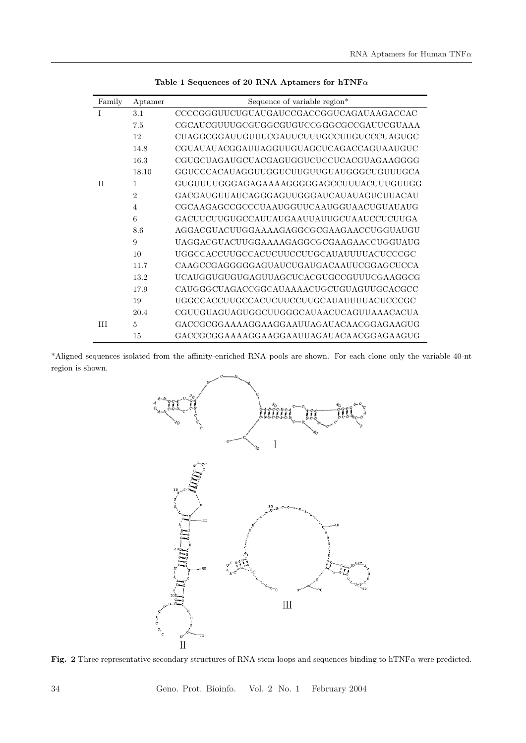**Table 1 Sequences of 20 RNA Aptamers for hTNF$\alpha$**

| Family | Aptamer | Sequence of variable region* |
|---|---|---|
| I | 3.1 | CCCCGGGUUCUGUAUGAUCCGACCGGUCAGAUAAGACCAC |
| | 7.5 | CGCAUCGUUUGCGUGGCGUGUCCGGGCGCCGAUUCGUAAA |
| | 12 | CUAGGCGGAUUGUUUCGAUUCUUUGCCUUGUCCCUAGUGC |
| | 14.8 | CGUAUAUACGGAUUAGGUUGUAGCUCAGACCAGUAAUGUC |
| | 16.3 | CGUGCUAGAUGCUACGAGUGGUCUCCUCACGUAGAAGGGG |
| | 18.10 | GGUCCCACAUAGGUUGGUCUUGUUGUAUGGGCUGUUUGCA |
| II | 1 | GUGUUUUGGGAGAGAAAAGGGGGAGCCUUUACUUUGUUGG |
| | 2 | GACGAUGUUAUCAGGGAGUUGGGAUCAUAUAGUCUUACAU |
| | 4 | CGCAAGAGCCGCCCUAAUGGUUCAAUGGUAACUGUAUAUG |
| | 6 | GACUUCUUGUGCCAUUAUGAAUUAUUGCUAAUCCUCUUGA |
| | 8.6 | AGGACGUACUUGGAAAAGAGGCGCGAAGAACCUGGUAUGU |
| | 9 | UAGGACGUACUUGGAAAAGAGGCGCGAAGAACCUGGUAUG |
| | 10 | UGGCCACCUUGCCACUCUUCCUUGCAUAUUUUACUCCCGC |
| | 11.7 | CAAGCCGAGGGGGAGUAUCUGAUGACAAUUCGGAGCUCCA |
| | 13.2 | UCAUGGUGUGUGAGUUAGCUCACGUGCCGUUUCGAAGGCG |
| | 17.9 | CAUGGGCUAGACCGGCAUAAAACUGCUGUAGUUGCACGCC |
| | 19 | UGGCCACCUUGCCACUCUUCCUUGCAUAUUUUACUCCCGC |
| | 20.4 | CGUUGUAGUAGUGGCUUGGGCAUAACUCAGUUAAACACUA |
| III | 5 | GACCGCGGAAAAGGAAGGAAUUAGAUACAACGGAGAAGUG |
| | 15 | GACCGCGGAAAAGGAAGGAAUUAGAUACAACGGAGAAGUG |

*Aligned sequences isolated from the affinity-enriched RNA pools are shown. For each clone only the variable 40-nt region is shown.

**Fig. 2** Three representative secondary structures of RNA stem-loops and sequences binding to hTNF$\alpha$ were predicted.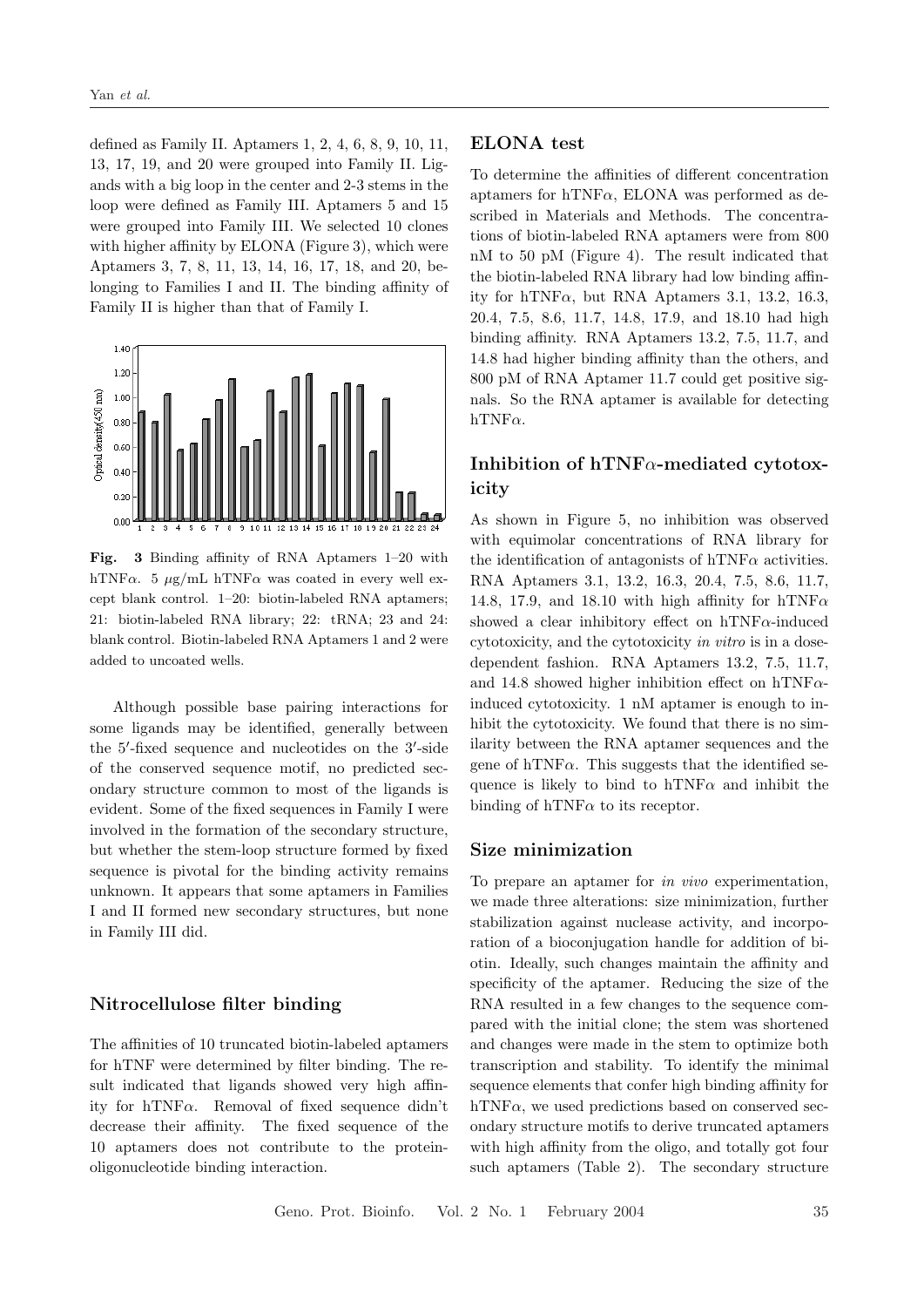defined as Family II. Aptamers 1, 2, 4, 6, 8, 9, 10, 11, 13, 17, 19, and 20 were grouped into Family II. Ligands with a big loop in the center and 2-3 stems in the loop were defined as Family III. Aptamers 5 and 15 were grouped into Family III. We selected 10 clones with higher affinity by ELONA (Figure 3), which were Aptamers 3, 7, 8, 11, 13, 14, 16, 17, 18, and 20, belonging to Families I and II. The binding affinity of Family II is higher than that of Family I.

**Fig. 3** Binding affinity of RNA Aptamers 1–20 with hTNF$\alpha$. 5 $\mu$g/mL hTNF$\alpha$ was coated in every well except blank control. 1–20: biotin-labeled RNA aptamers; 21: biotin-labeled RNA library; 22: tRNA; 23 and 24: blank control. Biotin-labeled RNA Aptamers 1 and 2 were added to uncoated wells.

Although possible base pairing interactions for some ligands may be identified, generally between the 5′-fixed sequence and nucleotides on the 3′-side of the conserved sequence motif, no predicted secondary structure common to most of the ligands is evident. Some of the fixed sequences in Family I were involved in the formation of the secondary structure, but whether the stem-loop structure formed by fixed sequence is pivotal for the binding activity remains unknown. It appears that some aptamers in Families I and II formed new secondary structures, but none in Family III did.

## Nitrocellulose filter binding

The affinities of 10 truncated biotin-labeled aptamers for hTNF were determined by filter binding. The result indicated that ligands showed very high affinity for hTNF$\alpha$. Removal of fixed sequence didn't decrease their affinity. The fixed sequence of the 10 aptamers does not contribute to the protein-oligonucleotide binding interaction.

## ELONA test

To determine the affinities of different concentration aptamers for hTNF$\alpha$, ELONA was performed as described in Materials and Methods. The concentrations of biotin-labeled RNA aptamers were from 800 nM to 50 pM (Figure 4). The result indicated that the biotin-labeled RNA library had low binding affinity for hTNF$\alpha$, but RNA Aptamers 3.1, 13.2, 16.3, 20.4, 7.5, 8.6, 11.7, 14.8, 17.9, and 18.10 had high binding affinity. RNA Aptamers 13.2, 7.5, 11.7, and 14.8 had higher binding affinity than the others, and 800 pM of RNA Aptamer 11.7 could get positive signals. So the RNA aptamer is available for detecting hTNF$\alpha$.

## Inhibition of hTNF$\alpha$-mediated cytotoxicity

As shown in Figure 5, no inhibition was observed with equimolar concentrations of RNA library for the identification of antagonists of hTNF$\alpha$ activities. RNA Aptamers 3.1, 13.2, 16.3, 20.4, 7.5, 8.6, 11.7, 14.8, 17.9, and 18.10 with high affinity for hTNF$\alpha$ showed a clear inhibitory effect on hTNF$\alpha$-induced cytotoxicity, and the cytotoxicity *in vitro* is in a dose-dependent fashion. RNA Aptamers 13.2, 7.5, 11.7, and 14.8 showed higher inhibition effect on hTNF$\alpha$-induced cytotoxicity. 1 nM aptamer is enough to inhibit the cytotoxicity. We found that there is no similarity between the RNA aptamer sequences and the gene of hTNF$\alpha$. This suggests that the identified sequence is likely to bind to hTNF$\alpha$ and inhibit the binding of hTNF$\alpha$ to its receptor.

## Size minimization

To prepare an aptamer for *in vivo* experimentation, we made three alterations: size minimization, further stabilization against nuclease activity, and incorporation of a bioconjugation handle for addition of biotin. Ideally, such changes maintain the affinity and specificity of the aptamer. Reducing the size of the RNA resulted in a few changes to the sequence compared with the initial clone; the stem was shortened and changes were made in the stem to optimize both transcription and stability. To identify the minimal sequence elements that confer high binding affinity for hTNF$\alpha$, we used predictions based on conserved secondary structure motifs to derive truncated aptamers with high affinity from the oligo, and totally got four such aptamers (Table 2). The secondary structure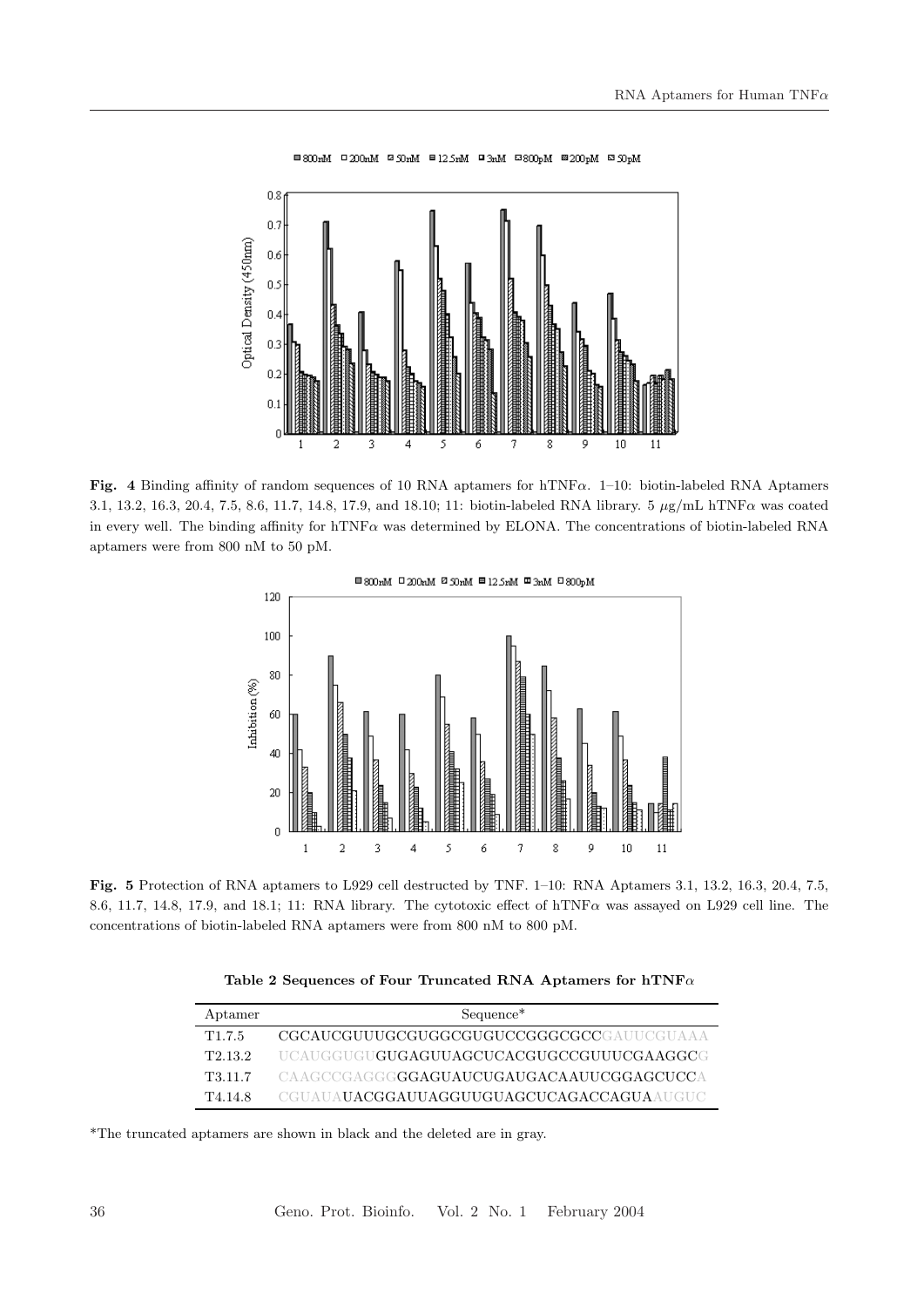**Fig. 4** Binding affinity of random sequences of 10 RNA aptamers for hTNF$\alpha$. 1–10: biotin-labeled RNA Aptamers 3.1, 13.2, 16.3, 20.4, 7.5, 8.6, 11.7, 14.8, 17.9, and 18.10; 11: biotin-labeled RNA library. 5 $\mu$g/mL hTNF$\alpha$ was coated in every well. The binding affinity for hTNF$\alpha$ was determined by ELONA. The concentrations of biotin-labeled RNA aptamers were from 800 nM to 50 pM.

**Fig. 5** Protection of RNA aptamers to L929 cell destructed by TNF. 1–10: RNA Aptamers 3.1, 13.2, 16.3, 20.4, 7.5, 8.6, 11.7, 14.8, 17.9, and 18.1; 11: RNA library. The cytotoxic effect of hTNF$\alpha$ was assayed on L929 cell line. The concentrations of biotin-labeled RNA aptamers were from 800 nM to 800 pM.

**Table 2 Sequences of Four Truncated RNA Aptamers for hTNF$\alpha$**

| Aptamer | Sequence* |
|---|---|
| T1.7.5 | CGCAUCGUUUGCGUGGCGUGUCCGGGCGCCGAUUCGUAAA |
| T2.13.2 | UCAUGGUGUGUGAGUUAGCUCACGUGCCGUUUCGAAGGCG |
| T3.11.7 | CAAGCCGAGGGGGAGUAUCUGAUGACAAUUCGGAGCUCCA |
| T4.14.8 | CGUAUAUACGGAUUAGGUUGUAGCUCAGACCAGUAAUGUC |

*The truncated aptamers are shown in black and the deleted are in gray.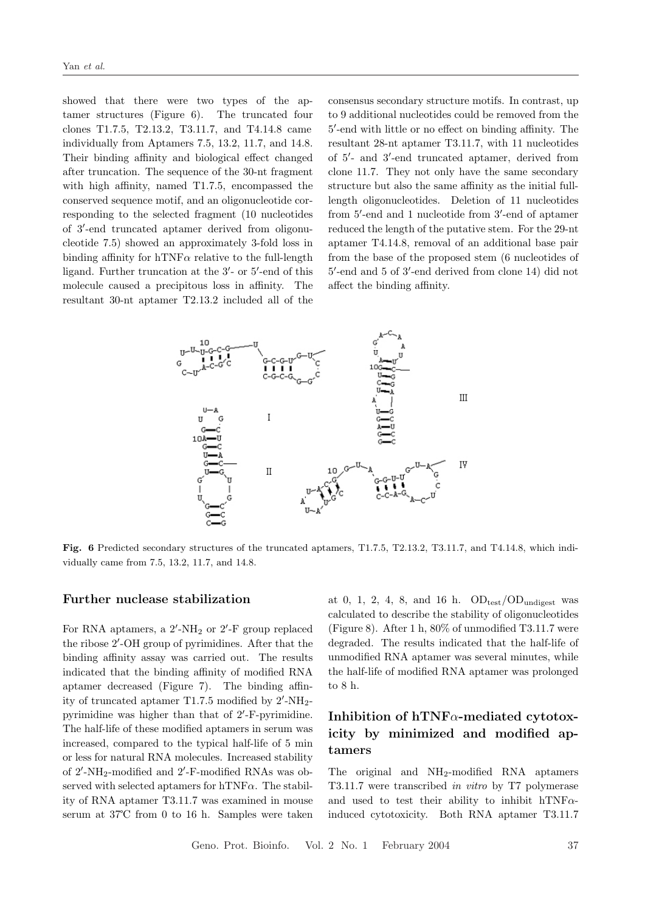showed that there were two types of the aptamer structures (Figure 6). The truncated four clones T1.7.5, T2.13.2, T3.11.7, and T4.14.8 came individually from Aptamers 7.5, 13.2, 11.7, and 14.8. Their binding affinity and biological effect changed after truncation. The sequence of the 30-nt fragment with high affinity, named T1.7.5, encompassed the conserved sequence motif, and an oligonucleotide corresponding to the selected fragment (10 nucleotides of 3′-end truncated aptamer derived from oligonucleotide 7.5) showed an approximately 3-fold loss in binding affinity for hTNF$\alpha$ relative to the full-length ligand. Further truncation at the 3′- or 5′-end of this molecule caused a precipitous loss in affinity. The resultant 30-nt aptamer T2.13.2 included all of the consensus secondary structure motifs. In contrast, up to 9 additional nucleotides could be removed from the 5′-end with little or no effect on binding affinity. The resultant 28-nt aptamer T3.11.7, with 11 nucleotides of 5′- and 3′-end truncated aptamer, derived from clone 11.7. They not only have the same secondary structure but also the same affinity as the initial full-length oligonucleotides. Deletion of 11 nucleotides from 5′-end and 1 nucleotide from 3′-end of aptamer reduced the length of the putative stem. For the 29-nt aptamer T4.14.8, removal of an additional base pair from the base of the proposed stem (6 nucleotides of 5′-end and 5 of 3′-end derived from clone 14) did not affect the binding affinity.

**Fig. 6** Predicted secondary structures of the truncated aptamers, T1.7.5, T2.13.2, T3.11.7, and T4.14.8, which individually came from 7.5, 13.2, 11.7, and 14.8.

## Further nuclease stabilization

For RNA aptamers, a 2′-$NH_2$ or 2′-F group replaced the ribose 2′-OH group of pyrimidines. After that the binding affinity assay was carried out. The results indicated that the binding affinity of modified RNA aptamer decreased (Figure 7). The binding affinity of truncated aptamer T1.7.5 modified by 2′-$NH_2$-pyrimidine was higher than that of 2′-F-pyrimidine. The half-life of these modified aptamers in serum was increased, compared to the typical half-life of 5 min or less for natural RNA molecules. Increased stability of 2′-$NH_2$-modified and 2′-F-modified RNAs was observed with selected aptamers for hTNF$\alpha$. The stability of RNA aptamer T3.11.7 was examined in mouse serum at 37℃ from 0 to 16 h. Samples were taken at 0, 1, 2, 4, 8, and 16 h. $OD_{test}/OD_{undigest}$ was calculated to describe the stability of oligonucleotides (Figure 8). After 1 h, 80% of unmodified T3.11.7 were degraded. The results indicated that the half-life of unmodified RNA aptamer was several minutes, while the half-life of modified RNA aptamer was prolonged to 8 h.

## Inhibition of hTNF$\alpha$-mediated cytotoxicity by minimized and modified aptamers

The original and $NH_2$-modified RNA aptamers T3.11.7 were transcribed *in vitro* by T7 polymerase and used to test their ability to inhibit hTNF$\alpha$-induced cytotoxicity. Both RNA aptamer T3.11.7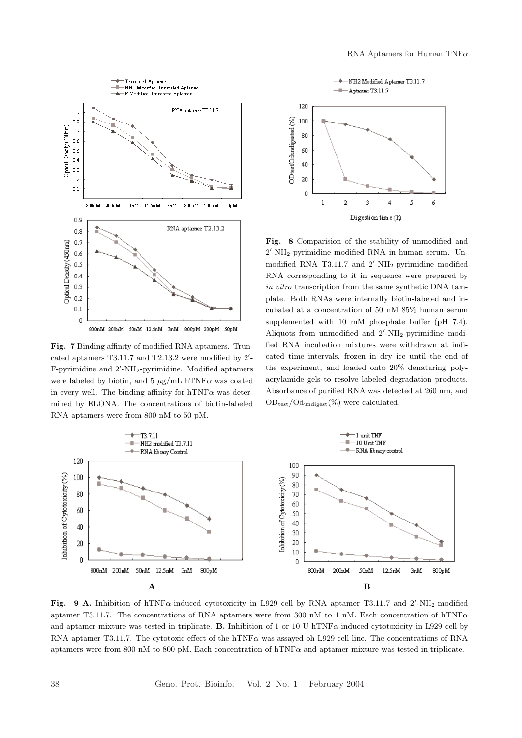**Fig. 7** Binding affinity of modified RNA aptamers. Truncated aptamers T3.11.7 and T2.13.2 were modified by 2′-F-pyrimidine and 2′-$NH_2$-pyrimidine. Modified aptamers were labeled by biotin, and 5 μg/mL hTNFα was coated in every well. The binding affinity for hTNFα was determined by ELONA. The concentrations of biotin-labeled RNA aptamers were from 800 nM to 50 pM.

**Fig. 8** Comparision of the stability of unmodified and 2′-$NH_2$-pyrimidine modified RNA in human serum. Unmodified RNA T3.11.7 and 2′-$NH_2$-pyrimidine modified RNA corresponding to it in sequence were prepared by *in vitro* transcription from the same synthetic DNA tamplate. Both RNAs were internally biotin-labeled and incubated at a concentration of 50 nM 85% human serum supplemented with 10 mM phosphate buffer (pH 7.4). Aliquots from unmodified and 2′-$NH_2$-pyrimidine modified RNA incubation mixtures were withdrawn at indicated time intervals, frozen in dry ice until the end of the experiment, and loaded onto 20% denaturing polyacrylamide gels to resolve labeled degradation products. Absorbance of purified RNA was detected at 260 nm, and $OD_{test}/Od_{undigest}$(%) were calculated.

**Fig. 9 A.** Inhibition of hTNFα-induced cytotoxicity in L929 cell by RNA aptamer T3.11.7 and 2′-$NH_2$-modified aptamer T3.11.7. The concentrations of RNA aptamers were from 300 nM to 1 nM. Each concentration of hTNFα and aptamer mixture was tested in triplicate. **B.** Inhibition of 1 or 10 U hTNFα-induced cytotoxicity in L929 cell by RNA aptamer T3.11.7. The cytotoxic effect of the hTNFα was assayed oh L929 cell line. The concentrations of RNA aptamers were from 800 nM to 800 pM. Each concentration of hTNFα and aptamer mixture was tested in triplicate.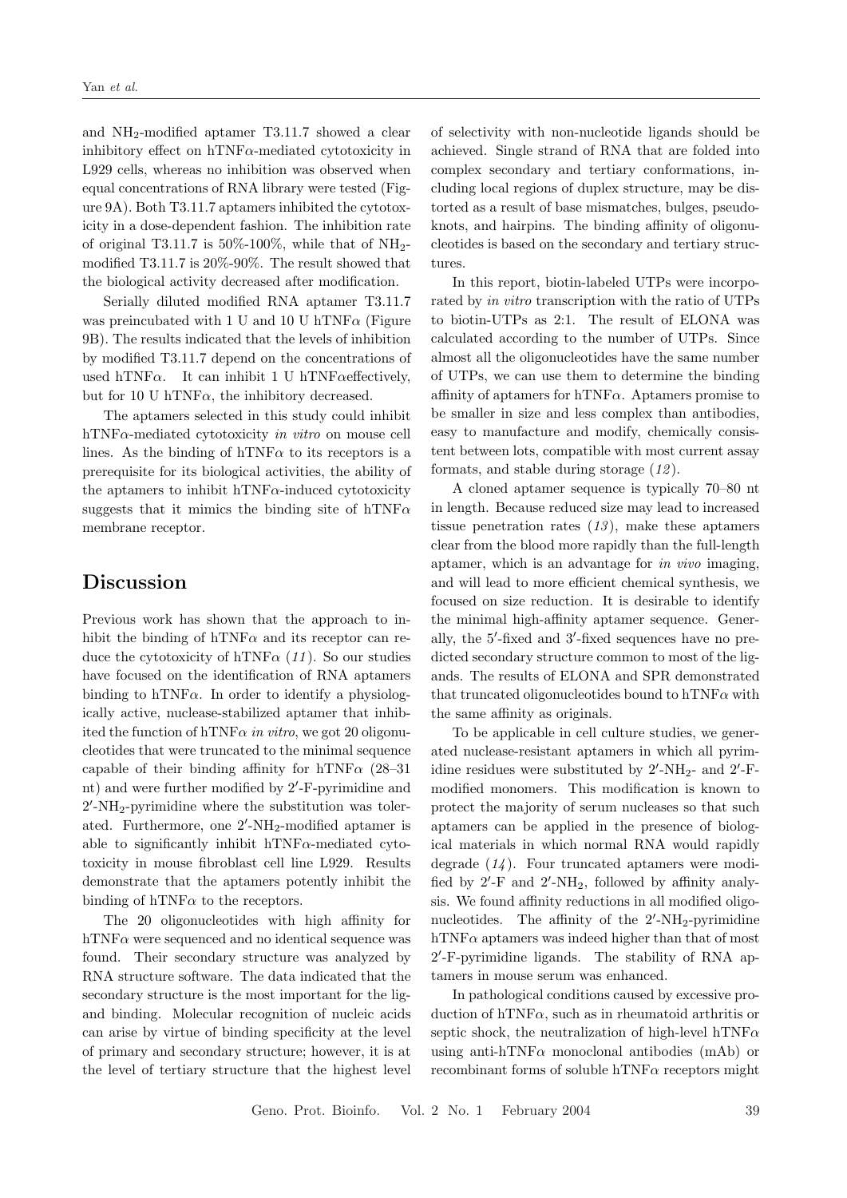and $NH_2$-modified aptamer T3.11.7 showed a clear inhibitory effect on hTNF$\alpha$-mediated cytotoxicity in L929 cells, whereas no inhibition was observed when equal concentrations of RNA library were tested (Figure 9A). Both T3.11.7 aptamers inhibited the cytotoxicity in a dose-dependent fashion. The inhibition rate of original T3.11.7 is 50%-100%, while that of $NH_2$-modified T3.11.7 is 20%-90%. The result showed that the biological activity decreased after modification.

Serially diluted modified RNA aptamer T3.11.7 was preincubated with 1 U and 10 U hTNF$\alpha$ (Figure 9B). The results indicated that the levels of inhibition by modified T3.11.7 depend on the concentrations of used hTNF$\alpha$. It can inhibit 1 U hTNF$\alpha$effectively, but for 10 U hTNF$\alpha$, the inhibitory decreased.

The aptamers selected in this study could inhibit hTNF$\alpha$-mediated cytotoxicity *in vitro* on mouse cell lines. As the binding of hTNF$\alpha$ to its receptors is a prerequisite for its biological activities, the ability of the aptamers to inhibit hTNF$\alpha$-induced cytotoxicity suggests that it mimics the binding site of hTNF$\alpha$ membrane receptor.

## Discussion

Previous work has shown that the approach to inhibit the binding of hTNF$\alpha$ and its receptor can reduce the cytotoxicity of hTNF$\alpha$ (*11*). So our studies have focused on the identification of RNA aptamers binding to hTNF$\alpha$. In order to identify a physiologically active, nuclease-stabilized aptamer that inhibited the function of hTNF$\alpha$ *in vitro*, we got 20 oligonucleotides that were truncated to the minimal sequence capable of their binding affinity for hTNF$\alpha$ (28–31 nt) and were further modified by 2′-F-pyrimidine and 2′-$NH_2$-pyrimidine where the substitution was tolerated. Furthermore, one 2′-$NH_2$-modified aptamer is able to significantly inhibit hTNF$\alpha$-mediated cytotoxicity in mouse fibroblast cell line L929. Results demonstrate that the aptamers potently inhibit the binding of hTNF$\alpha$ to the receptors.

The 20 oligonucleotides with high affinity for hTNF$\alpha$ were sequenced and no identical sequence was found. Their secondary structure was analyzed by RNA structure software. The data indicated that the secondary structure is the most important for the ligand binding. Molecular recognition of nucleic acids can arise by virtue of binding specificity at the level of primary and secondary structure; however, it is at the level of tertiary structure that the highest level of selectivity with non-nucleotide ligands should be achieved. Single strand of RNA that are folded into complex secondary and tertiary conformations, including local regions of duplex structure, may be distorted as a result of base mismatches, bulges, pseudoknots, and hairpins. The binding affinity of oligonucleotides is based on the secondary and tertiary structures.

In this report, biotin-labeled UTPs were incorporated by *in vitro* transcription with the ratio of UTPs to biotin-UTPs as 2:1. The result of ELONA was calculated according to the number of UTPs. Since almost all the oligonucleotides have the same number of UTPs, we can use them to determine the binding affinity of aptamers for hTNF$\alpha$. Aptamers promise to be smaller in size and less complex than antibodies, easy to manufacture and modify, chemically consistent between lots, compatible with most current assay formats, and stable during storage (*12*).

A cloned aptamer sequence is typically 70–80 nt in length. Because reduced size may lead to increased tissue penetration rates (*13*), make these aptamers clear from the blood more rapidly than the full-length aptamer, which is an advantage for *in vivo* imaging, and will lead to more efficient chemical synthesis, we focused on size reduction. It is desirable to identify the minimal high-affinity aptamer sequence. Generally, the 5′-fixed and 3′-fixed sequences have no predicted secondary structure common to most of the ligands. The results of ELONA and SPR demonstrated that truncated oligonucleotides bound to hTNF$\alpha$ with the same affinity as originals.

To be applicable in cell culture studies, we generated nuclease-resistant aptamers in which all pyrimidine residues were substituted by 2′-$NH_2$- and 2′-F-modified monomers. This modification is known to protect the majority of serum nucleases so that such aptamers can be applied in the presence of biological materials in which normal RNA would rapidly degrade (*14*). Four truncated aptamers were modified by 2′-F and 2′-$NH_2$, followed by affinity analysis. We found affinity reductions in all modified oligonucleotides. The affinity of the 2′-$NH_2$-pyrimidine hTNF$\alpha$ aptamers was indeed higher than that of most 2′-F-pyrimidine ligands. The stability of RNA aptamers in mouse serum was enhanced.

In pathological conditions caused by excessive production of hTNF$\alpha$, such as in rheumatoid arthritis or septic shock, the neutralization of high-level hTNF$\alpha$ using anti-hTNF$\alpha$ monoclonal antibodies (mAb) or recombinant forms of soluble hTNF$\alpha$ receptors might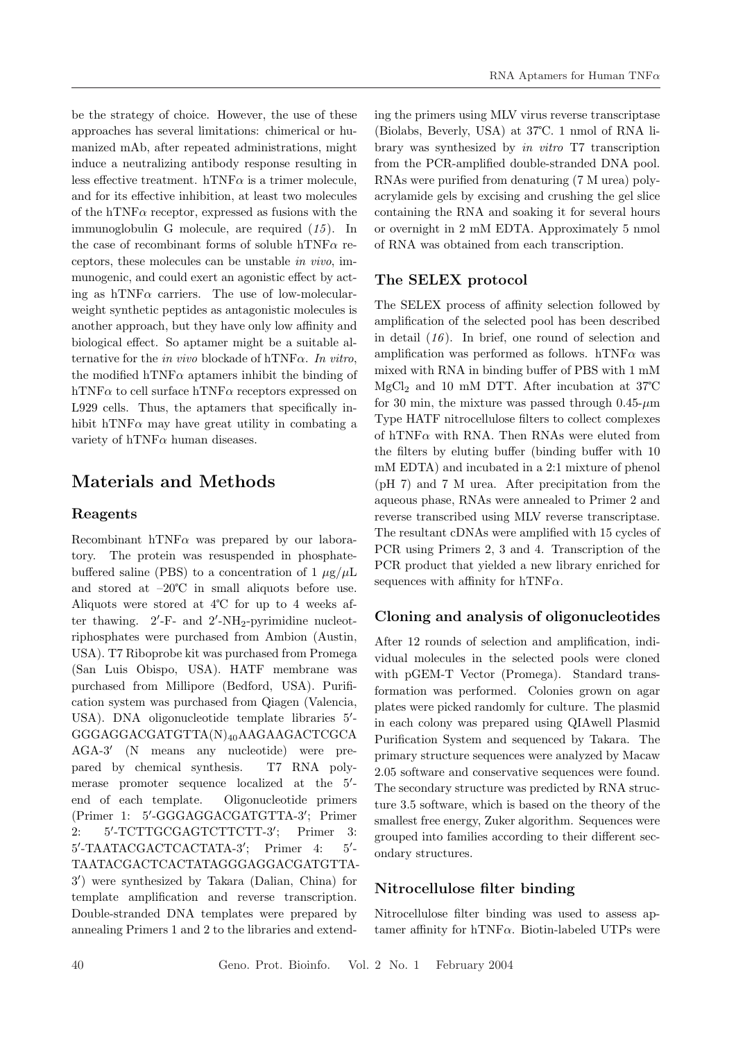be the strategy of choice. However, the use of these approaches has several limitations: chimerical or humanized mAb, after repeated administrations, might induce a neutralizing antibody response resulting in less effective treatment. hTNF$\alpha$ is a trimer molecule, and for its effective inhibition, at least two molecules of the hTNF$\alpha$ receptor, expressed as fusions with the immunoglobulin G molecule, are required (*15*). In the case of recombinant forms of soluble hTNF$\alpha$ receptors, these molecules can be unstable *in vivo*, immunogenic, and could exert an agonistic effect by acting as hTNF$\alpha$ carriers. The use of low-molecular-weight synthetic peptides as antagonistic molecules is another approach, but they have only low affinity and biological effect. So aptamer might be a suitable alternative for the *in vivo* blockade of hTNF$\alpha$. *In vitro*, the modified hTNF$\alpha$ aptamers inhibit the binding of hTNF$\alpha$ to cell surface hTNF$\alpha$ receptors expressed on L929 cells. Thus, the aptamers that specifically inhibit hTNF$\alpha$ may have great utility in combating a variety of hTNF$\alpha$ human diseases.

# Materials and Methods

## Reagents

Recombinant hTNF$\alpha$ was prepared by our laboratory. The protein was resuspended in phosphate-buffered saline (PBS) to a concentration of 1 $\mu$g/$\mu$L and stored at –20℃ in small aliquots before use. Aliquots were stored at 4℃ for up to 4 weeks after thawing. 2′-F- and 2′-$NH_2$-pyrimidine nucleotriphosphates were purchased from Ambion (Austin, USA). T7 Riboprobe kit was purchased from Promega (San Luis Obispo, USA). HATF membrane was purchased from Millipore (Bedford, USA). Purification system was purchased from Qiagen (Valencia, USA). DNA oligonucleotide template libraries 5′-GGGAGGACGATGTTA$(N)_{40}$AAGAAGACTCGCAAGA-3′ (N means any nucleotide) were prepared by chemical synthesis. T7 RNA polymerase promoter sequence localized at the 5′-end of each template. Oligonucleotide primers (Primer 1: 5′-GGGAGGACGATGTTA-3′; Primer 2: 5′-TCTTGCGAGTCTTCTT-3′; Primer 3: 5′-TAATACGACTCACTATA-3′; Primer 4: 5′-TAATACGACTCACTATAGGGAGGACGATGTTA-3′) were synthesized by Takara (Dalian, China) for template amplification and reverse transcription. Double-stranded DNA templates were prepared by annealing Primers 1 and 2 to the libraries and extending the primers using MLV virus reverse transcriptase (Biolabs, Beverly, USA) at 37℃. 1 nmol of RNA library was synthesized by *in vitro* T7 transcription from the PCR-amplified double-stranded DNA pool. RNAs were purified from denaturing (7 M urea) polyacrylamide gels by excising and crushing the gel slice containing the RNA and soaking it for several hours or overnight in 2 mM EDTA. Approximately 5 nmol of RNA was obtained from each transcription.

## The SELEX protocol

The SELEX process of affinity selection followed by amplification of the selected pool has been described in detail (*16*). In brief, one round of selection and amplification was performed as follows. hTNF$\alpha$ was mixed with RNA in binding buffer of PBS with 1 mM $MgCl_2$ and 10 mM DTT. After incubation at 37℃ for 30 min, the mixture was passed through 0.45-$\mu$m Type HATF nitrocellulose filters to collect complexes of hTNF$\alpha$ with RNA. Then RNAs were eluted from the filters by eluting buffer (binding buffer with 10 mM EDTA) and incubated in a 2:1 mixture of phenol (pH 7) and 7 M urea. After precipitation from the aqueous phase, RNAs were annealed to Primer 2 and reverse transcribed using MLV reverse transcriptase. The resultant cDNAs were amplified with 15 cycles of PCR using Primers 2, 3 and 4. Transcription of the PCR product that yielded a new library enriched for sequences with affinity for hTNF$\alpha$.

## Cloning and analysis of oligonucleotides

After 12 rounds of selection and amplification, individual molecules in the selected pools were cloned with pGEM-T Vector (Promega). Standard transformation was performed. Colonies grown on agar plates were picked randomly for culture. The plasmid in each colony was prepared using QIAwell Plasmid Purification System and sequenced by Takara. The primary structure sequences were analyzed by Macaw 2.05 software and conservative sequences were found. The secondary structure was predicted by RNA structure 3.5 software, which is based on the theory of the smallest free energy, Zuker algorithm. Sequences were grouped into families according to their different secondary structures.

## Nitrocellulose filter binding

Nitrocellulose filter binding was used to assess aptamer affinity for hTNF$\alpha$. Biotin-labeled UTPs were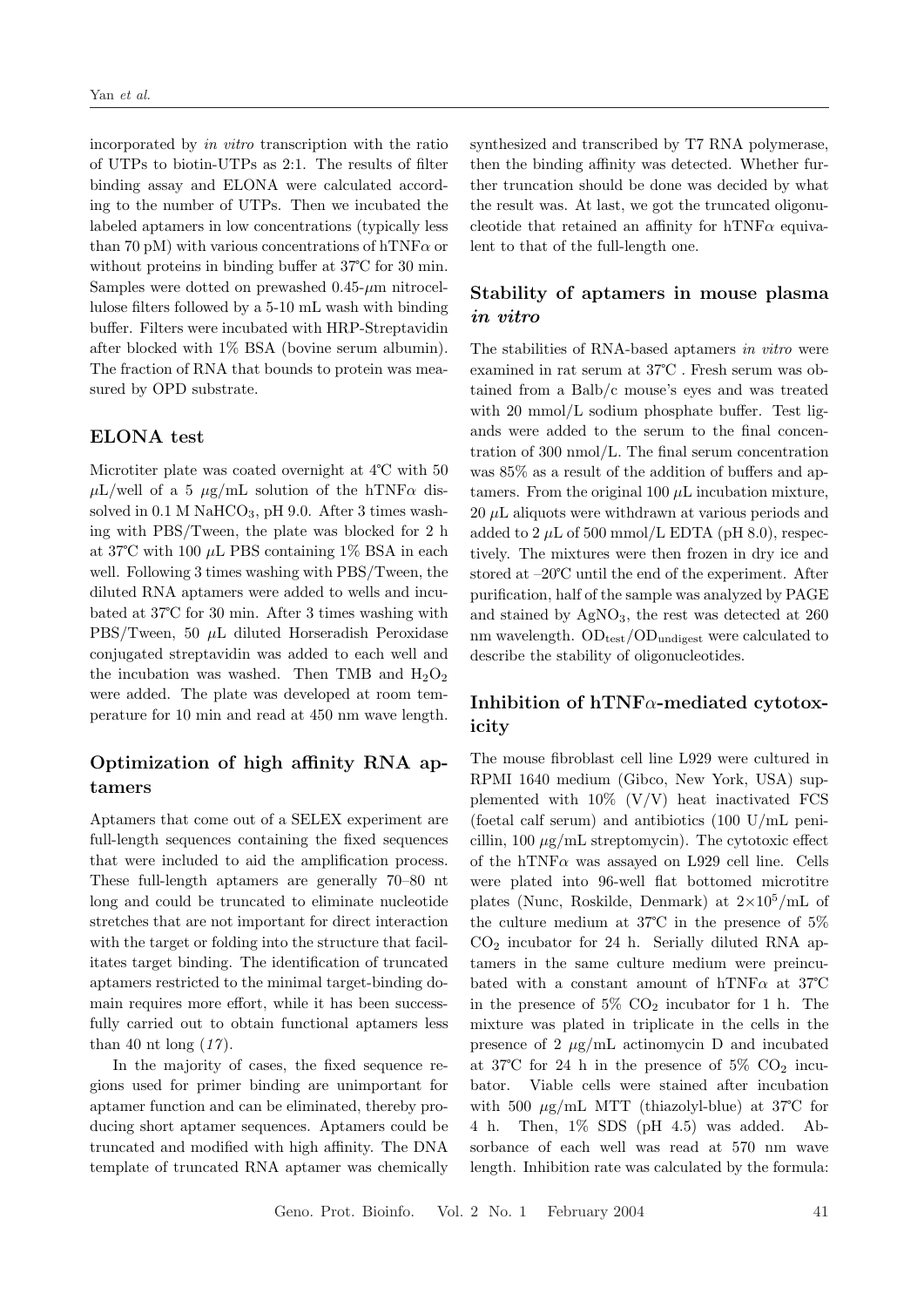incorporated by *in vitro* transcription with the ratio of UTPs to biotin-UTPs as 2:1. The results of filter binding assay and ELONA were calculated according to the number of UTPs. Then we incubated the labeled aptamers in low concentrations (typically less than 70 pM) with various concentrations of hTNF$\alpha$ or without proteins in binding buffer at 37℃ for 30 min. Samples were dotted on prewashed 0.45-$\mu$m nitrocellulose filters followed by a 5-10 mL wash with binding buffer. Filters were incubated with HRP-Streptavidin after blocked with 1% BSA (bovine serum albumin). The fraction of RNA that bounds to protein was measured by OPD substrate.

## ELONA test

Microtiter plate was coated overnight at 4℃ with 50 $\mu$L/well of a 5 $\mu$g/mL solution of the hTNF$\alpha$ dissolved in 0.1 M $NaHCO_3$, pH 9.0. After 3 times washing with PBS/Tween, the plate was blocked for 2 h at 37℃ with 100 $\mu$L PBS containing 1% BSA in each well. Following 3 times washing with PBS/Tween, the diluted RNA aptamers were added to wells and incubated at 37℃ for 30 min. After 3 times washing with PBS/Tween, 50 $\mu$L diluted Horseradish Peroxidase conjugated streptavidin was added to each well and the incubation was washed. Then TMB and $H_2O_2$ were added. The plate was developed at room temperature for 10 min and read at 450 nm wave length.

## Optimization of high affinity RNA aptamers

Aptamers that come out of a SELEX experiment are full-length sequences containing the fixed sequences that were included to aid the amplification process. These full-length aptamers are generally 70–80 nt long and could be truncated to eliminate nucleotide stretches that are not important for direct interaction with the target or folding into the structure that facilitates target binding. The identification of truncated aptamers restricted to the minimal target-binding domain requires more effort, while it has been successfully carried out to obtain functional aptamers less than 40 nt long (*17*).

In the majority of cases, the fixed sequence regions used for primer binding are unimportant for aptamer function and can be eliminated, thereby producing short aptamer sequences. Aptamers could be truncated and modified with high affinity. The DNA template of truncated RNA aptamer was chemically synthesized and transcribed by T7 RNA polymerase, then the binding affinity was detected. Whether further truncation should be done was decided by what the result was. At last, we got the truncated oligonucleotide that retained an affinity for hTNF$\alpha$ equivalent to that of the full-length one.

## Stability of aptamers in mouse plasma *in vitro*

The stabilities of RNA-based aptamers *in vitro* were examined in rat serum at 37℃ . Fresh serum was obtained from a Balb/c mouse's eyes and was treated with 20 mmol/L sodium phosphate buffer. Test ligands were added to the serum to the final concentration of 300 nmol/L. The final serum concentration was 85% as a result of the addition of buffers and aptamers. From the original 100 $\mu$L incubation mixture, 20 $\mu$L aliquots were withdrawn at various periods and added to 2 $\mu$L of 500 mmol/L EDTA (pH 8.0), respectively. The mixtures were then frozen in dry ice and stored at –20℃ until the end of the experiment. After purification, half of the sample was analyzed by PAGE and stained by $AgNO_3$, the rest was detected at 260 nm wavelength. $OD_{test}/OD_{undigest}$ were calculated to describe the stability of oligonucleotides.

## Inhibition of hTNF$\alpha$-mediated cytotoxicity

The mouse fibroblast cell line L929 were cultured in RPMI 1640 medium (Gibco, New York, USA) supplemented with 10% (V/V) heat inactivated FCS (foetal calf serum) and antibiotics (100 U/mL penicillin, 100 $\mu$g/mL streptomycin). The cytotoxic effect of the hTNF$\alpha$ was assayed on L929 cell line. Cells were plated into 96-well flat bottomed microtitre plates (Nunc, Roskilde, Denmark) at $2\times10^5$/mL of the culture medium at 37℃ in the presence of 5% $CO_2$ incubator for 24 h. Serially diluted RNA aptamers in the same culture medium were preincubated with a constant amount of hTNF$\alpha$ at 37℃ in the presence of 5% $CO_2$ incubator for 1 h. The mixture was plated in triplicate in the cells in the presence of 2 $\mu$g/mL actinomycin D and incubated at 37℃ for 24 h in the presence of 5% $CO_2$ incubator. Viable cells were stained after incubation with 500 $\mu$g/mL MTT (thiazolyl-blue) at 37℃ for 4 h. Then, 1% SDS (pH 4.5) was added. Absorbance of each well was read at 570 nm wave length. Inhibition rate was calculated by the formula: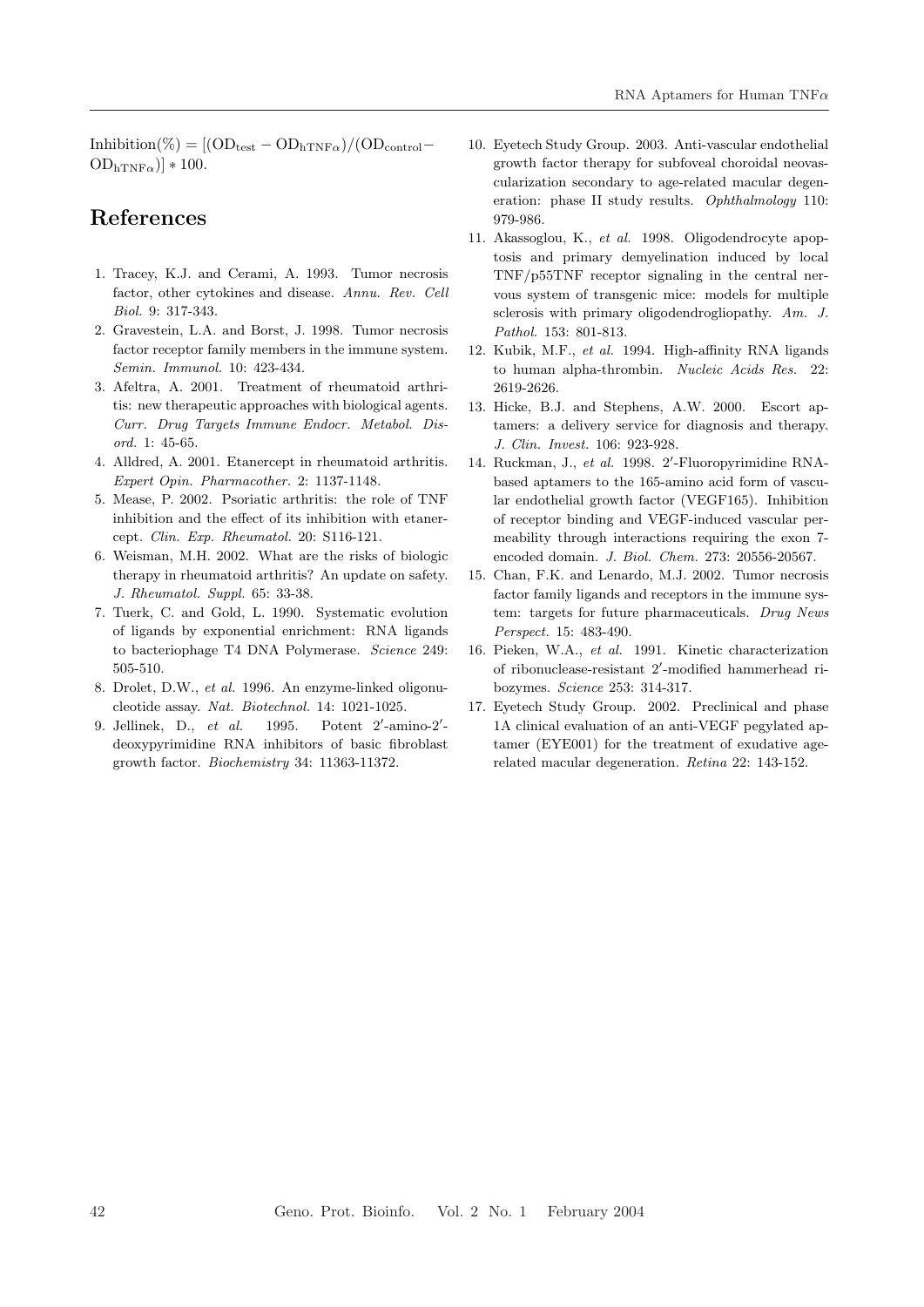$\text{Inhibition}(\%) = [(\text{OD}_{\text{test}} - \text{OD}_{\text{hTNF}\alpha})/(\text{OD}_{\text{control}} - \text{OD}_{\text{hTNF}\alpha})] * 100.$

## References

1. Tracey, K.J. and Cerami, A. 1993. Tumor necrosis factor, other cytokines and disease. *Annu. Rev. Cell Biol.* 9: 317-343.
2. Gravestein, L.A. and Borst, J. 1998. Tumor necrosis factor receptor family members in the immune system. *Semin. Immunol.* 10: 423-434.
3. Afeltra, A. 2001. Treatment of rheumatoid arthritis: new therapeutic approaches with biological agents. *Curr. Drug Targets Immune Endocr. Metabol. Disord.* 1: 45-65.
4. Alldred, A. 2001. Etanercept in rheumatoid arthritis. *Expert Opin. Pharmacother.* 2: 1137-1148.
5. Mease, P. 2002. Psoriatic arthritis: the role of TNF inhibition and the effect of its inhibition with etanercept. *Clin. Exp. Rheumatol.* 20: S116-121.
6. Weisman, M.H. 2002. What are the risks of biologic therapy in rheumatoid arthritis? An update on safety. *J. Rheumatol. Suppl.* 65: 33-38.
7. Tuerk, C. and Gold, L. 1990. Systematic evolution of ligands by exponential enrichment: RNA ligands to bacteriophage T4 DNA Polymerase. *Science* 249: 505-510.
8. Drolet, D.W., *et al.* 1996. An enzyme-linked oligonucleotide assay. *Nat. Biotechnol.* 14: 1021-1025.
9. Jellinek, D., *et al.* 1995. Potent 2′-amino-2′-deoxypyrimidine RNA inhibitors of basic fibroblast growth factor. *Biochemistry* 34: 11363-11372.
10. Eyetech Study Group. 2003. Anti-vascular endothelial growth factor therapy for subfoveal choroidal neovascularization secondary to age-related macular degeneration: phase II study results. *Ophthalmology* 110: 979-986.
11. Akassoglou, K., *et al.* 1998. Oligodendrocyte apoptosis and primary demyelination induced by local TNF/p55TNF receptor signaling in the central nervous system of transgenic mice: models for multiple sclerosis with primary oligodendrogliopathy. *Am. J. Pathol.* 153: 801-813.
12. Kubik, M.F., *et al.* 1994. High-affinity RNA ligands to human alpha-thrombin. *Nucleic Acids Res.* 22: 2619-2626.
13. Hicke, B.J. and Stephens, A.W. 2000. Escort aptamers: a delivery service for diagnosis and therapy. *J. Clin. Invest.* 106: 923-928.
14. Ruckman, J., *et al.* 1998. 2′-Fluoropyrimidine RNA-based aptamers to the 165-amino acid form of vascular endothelial growth factor (VEGF165). Inhibition of receptor binding and VEGF-induced vascular permeability through interactions requiring the exon 7-encoded domain. *J. Biol. Chem.* 273: 20556-20567.
15. Chan, F.K. and Lenardo, M.J. 2002. Tumor necrosis factor family ligands and receptors in the immune system: targets for future pharmaceuticals. *Drug News Perspect.* 15: 483-490.
16. Pieken, W.A., *et al.* 1991. Kinetic characterization of ribonuclease-resistant 2′-modified hammerhead ribozymes. *Science* 253: 314-317.
17. Eyetech Study Group. 2002. Preclinical and phase 1A clinical evaluation of an anti-VEGF pegylated aptamer (EYE001) for the treatment of exudative age-related macular degeneration. *Retina* 22: 143-152.